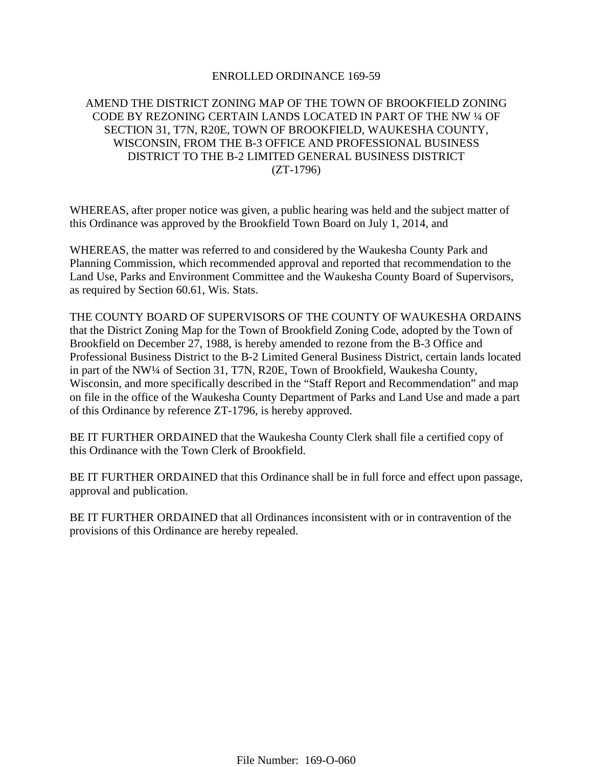# ENROLLED ORDINANCE 169-59

## AMEND THE DISTRICT ZONING MAP OF THE TOWN OF BROOKFIELD ZONING CODE BY REZONING CERTAIN LANDS LOCATED IN PART OF THE NW ¼ OF SECTION 31, T7N, R20E, TOWN OF BROOKFIELD, WAUKESHA COUNTY, WISCONSIN, FROM THE B-3 OFFICE AND PROFESSIONAL BUSINESS DISTRICT TO THE B-2 LIMITED GENERAL BUSINESS DISTRICT (ZT-1796)

WHEREAS, after proper notice was given, a public hearing was held and the subject matter of this Ordinance was approved by the Brookfield Town Board on July 1, 2014, and

WHEREAS, the matter was referred to and considered by the Waukesha County Park and Planning Commission, which recommended approval and reported that recommendation to the Land Use, Parks and Environment Committee and the Waukesha County Board of Supervisors, as required by Section 60.61, Wis. Stats.

THE COUNTY BOARD OF SUPERVISORS OF THE COUNTY OF WAUKESHA ORDAINS that the District Zoning Map for the Town of Brookfield Zoning Code, adopted by the Town of Brookfield on December 27, 1988, is hereby amended to rezone from the B-3 Office and Professional Business District to the B-2 Limited General Business District, certain lands located in part of the NW¼ of Section 31, T7N, R20E, Town of Brookfield, Waukesha County, Wisconsin, and more specifically described in the "Staff Report and Recommendation" and map on file in the office of the Waukesha County Department of Parks and Land Use and made a part of this Ordinance by reference ZT-1796, is hereby approved.

BE IT FURTHER ORDAINED that the Waukesha County Clerk shall file a certified copy of this Ordinance with the Town Clerk of Brookfield.

BE IT FURTHER ORDAINED that this Ordinance shall be in full force and effect upon passage, approval and publication.

BE IT FURTHER ORDAINED that all Ordinances inconsistent with or in contravention of the provisions of this Ordinance are hereby repealed.

File Number: 169-O-060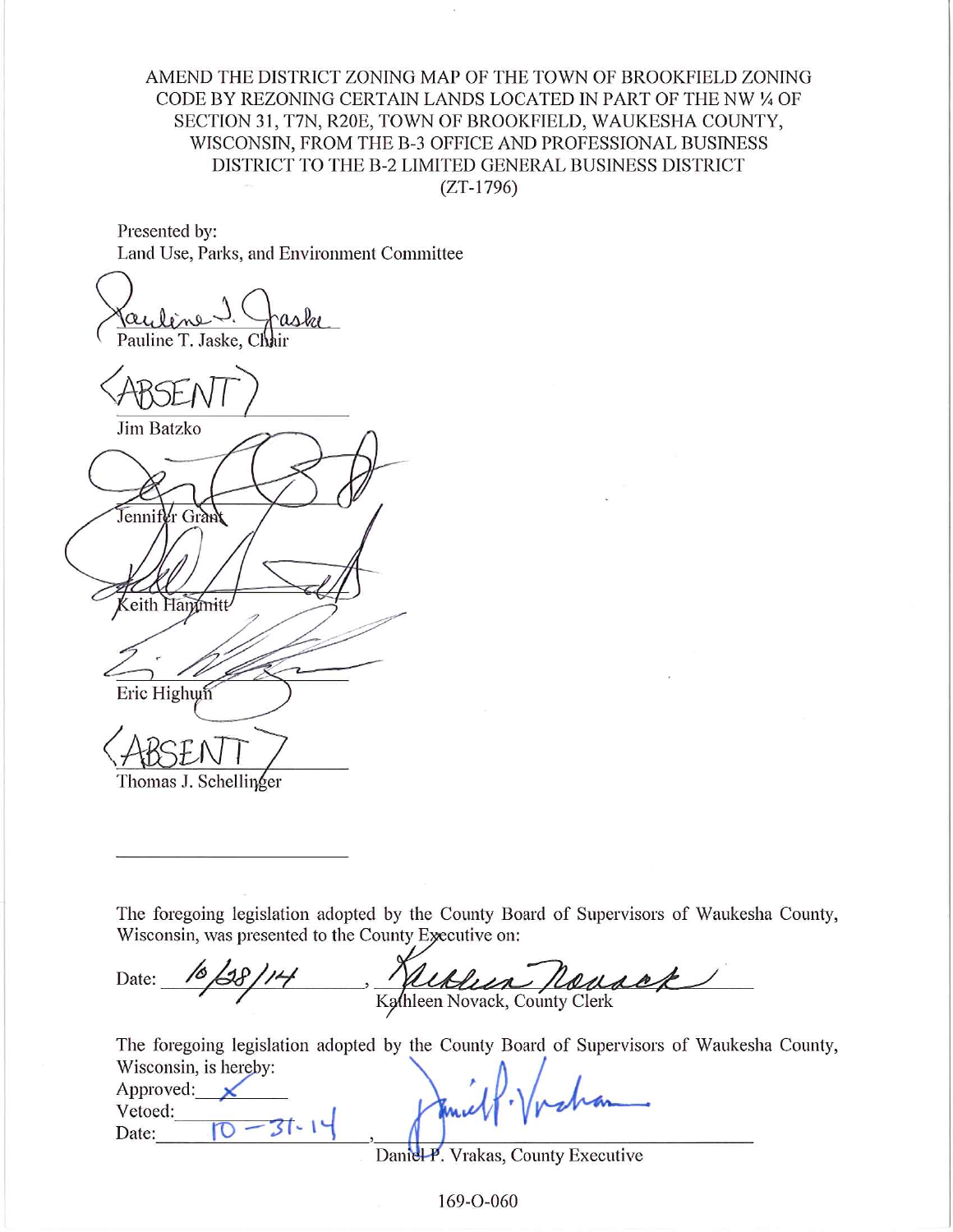AMEND THE DISTRICT ZONING MAP OF THE TOWN OF BROOKFIELD ZONING CODE BY REZONING CERTAIN LANDS LOCATED IN PART OF THE NW ¼ OF SECTION 31, T7N, R20E, TOWN OF BROOKFIELD, WAUKESHA COUNTY, WISCONSIN, FROM THE B-3 OFFICE AND PROFESSIONAL BUSINESS DISTRICT TO THE B-2 LIMITED GENERAL BUSINESS DISTRICT (ZT-1796)

Presented by:
Land Use, Parks, and Environment Committee

Pauline T. Jaske, Chair

(ABSENT)
Jim Batzko

Jennifer Grant

Keith Hammitt

Eric Highum

(ABSENT)
Thomas J. Schellinger

_______________________

The foregoing legislation adopted by the County Board of Supervisors of Waukesha County, Wisconsin, was presented to the County Executive on:

Date: 10/28/14, Kathleen Novack, County Clerk

The foregoing legislation adopted by the County Board of Supervisors of Waukesha County, Wisconsin, is hereby:

Approved: X
Vetoed: ________
Date: 10-31-14, Daniel P. Vrakas, County Executive

169-O-060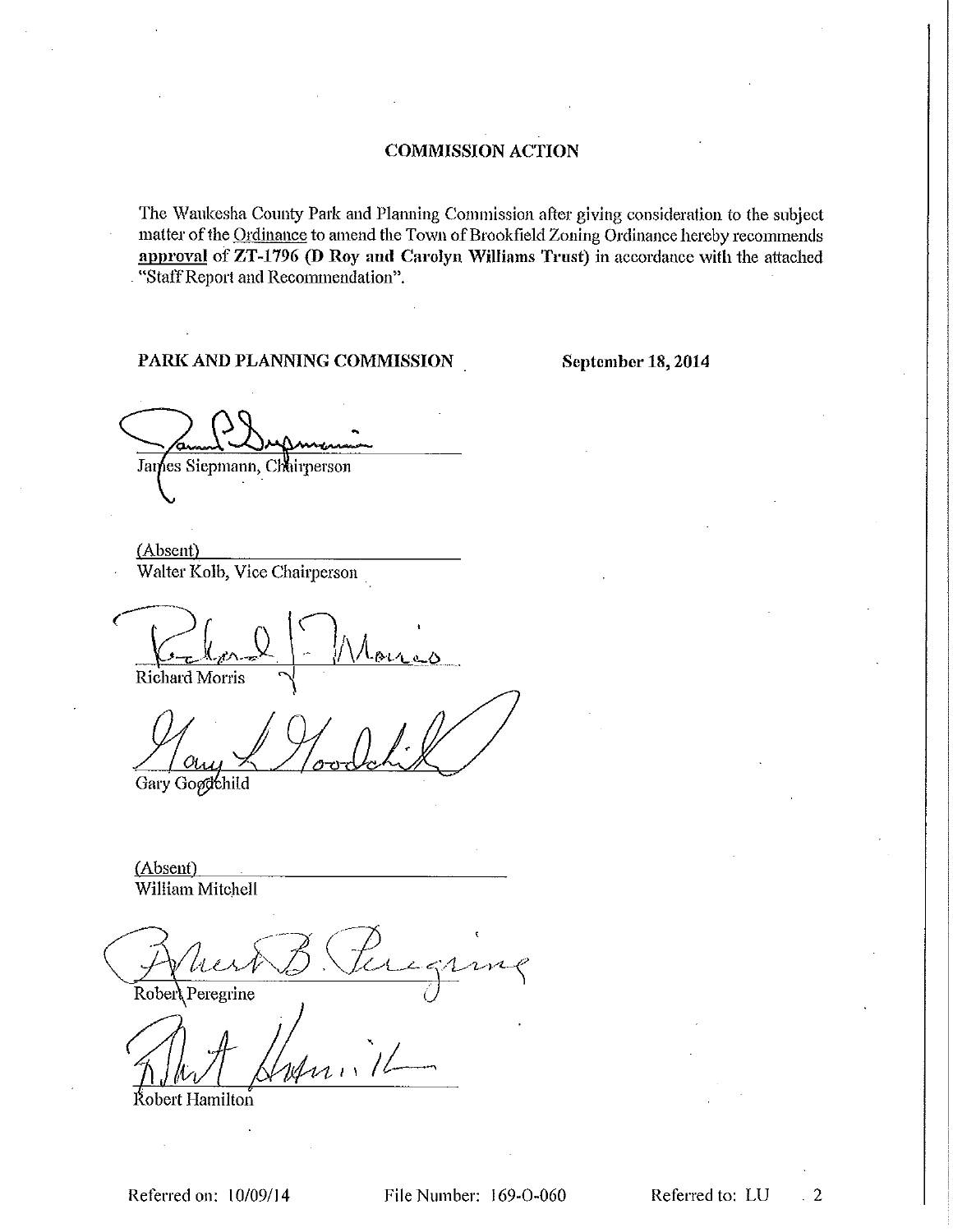## COMMISSION ACTION

The Waukesha County Park and Planning Commission after giving consideration to the subject matter of the Ordinance to amend the Town of Brookfield Zoning Ordinance hereby recommends **approval** of **ZT-1796 (D Roy and Carolyn Williams Trust)** in accordance with the attached "Staff Report and Recommendation".

**PARK AND PLANNING COMMISSION** **September 18, 2014**

James Siepmann, Chairperson

(Absent)
Walter Kolb, Vice Chairperson

Richard Morris

Gary Goodchild

(Absent)
William Mitchell

Robert Peregrine

Robert Hamilton

Referred on: 10/09/14 File Number: 169-O-060 Referred to: LU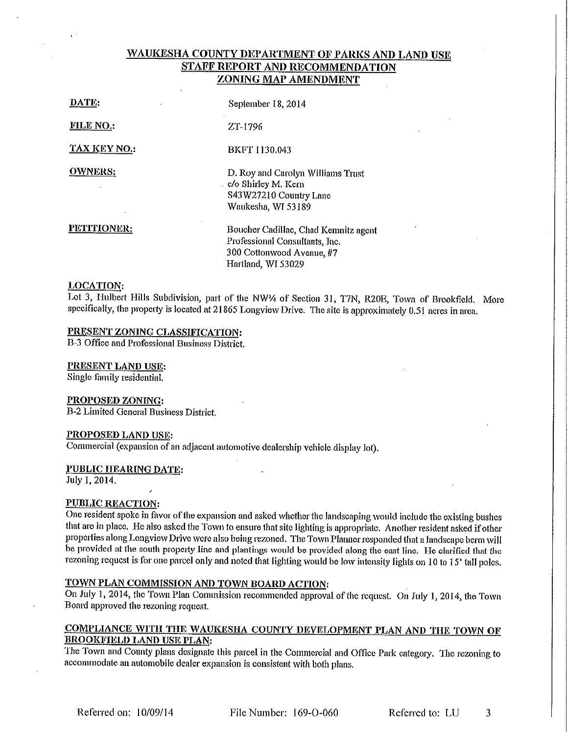**WAUKESHA COUNTY DEPARTMENT OF PARKS AND LAND USE**
**STAFF REPORT AND RECOMMENDATION**
**ZONING MAP AMENDMENT**

**DATE:** September 18, 2014

**FILE NO.:** ZT-1796

**TAX KEY NO.:** BKFT 1130.043

**OWNERS:** D. Roy and Carolyn Williams Trust
c/o Shirley M. Kern
S43W27210 Country Lane
Waukesha, WI 53189

**PETITIONER:** Boucher Cadillac, Chad Kemnitz agent
Professional Consultants, Inc.
300 Cottonwood Avenue, #7
Hartland, WI 53029

**LOCATION:**
Lot 3, Hulbert Hills Subdivision, part of the NW¼ of Section 31, T7N, R20E, Town of Brookfield. More specifically, the property is located at 21865 Longview Drive. The site is approximately 0.51 acres in area.

**PRESENT ZONING CLASSIFICATION:**
B-3 Office and Professional Business District.

**PRESENT LAND USE:**
Single family residential.

**PROPOSED ZONING:**
B-2 Limited General Business District.

**PROPOSED LAND USE:**
Commercial (expansion of an adjacent automotive dealership vehicle display lot).

**PUBLIC HEARING DATE:**
July 1, 2014.

**PUBLIC REACTION:**
One resident spoke in favor of the expansion and asked whether the landscaping would include the existing bushes that are in place. He also asked the Town to ensure that site lighting is appropriate. Another resident asked if other properties along Longview Drive were also being rezoned. The Town Planner responded that a landscape berm will be provided at the south property line and plantings would be provided along the east line. He clarified that the rezoning request is for one parcel only and noted that lighting would be low intensity lights on 10 to 15' tall poles.

**TOWN PLAN COMMISSION AND TOWN BOARD ACTION:**
On July 1, 2014, the Town Plan Commission recommended approval of the request. On July 1, 2014, the Town Board approved the rezoning request.

**COMPLIANCE WITH THE WAUKESHA COUNTY DEVELOPMENT PLAN AND THE TOWN OF BROOKFIELD LAND USE PLAN:**
The Town and County plans designate this parcel in the Commercial and Office Park category. The rezoning to accommodate an automobile dealer expansion is consistent with both plans.

Referred on: 10/09/14 File Number: 169-O-060 Referred to: LU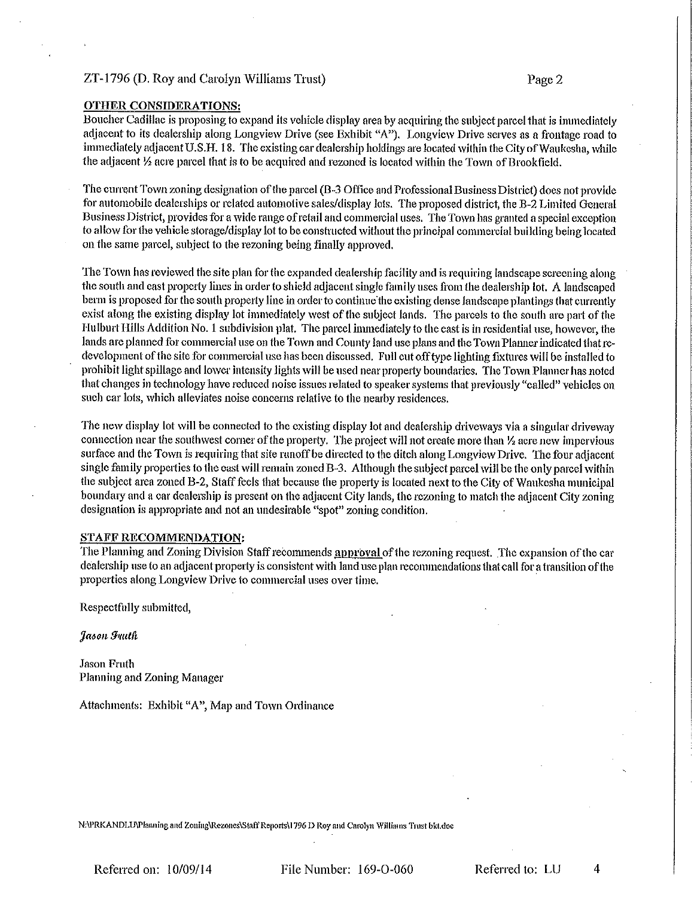ZT-1796 (D. Roy and Carolyn Williams Trust)

**OTHER CONSIDERATIONS:**

Boucher Cadillac is proposing to expand its vehicle display area by acquiring the subject parcel that is immediately adjacent to its dealership along Longview Drive (see Exhibit "A"). Longview Drive serves as a frontage road to immediately adjacent U.S.H. 18. The existing car dealership holdings are located within the City of Waukesha, while the adjacent ½ acre parcel that is to be acquired and rezoned is located within the Town of Brookfield.

The current Town zoning designation of the parcel (B-3 Office and Professional Business District) does not provide for automobile dealerships or related automotive sales/display lots. The proposed district, the B-2 Limited General Business District, provides for a wide range of retail and commercial uses. The Town has granted a special exception to allow for the vehicle storage/display lot to be constructed without the principal commercial building being located on the same parcel, subject to the rezoning being finally approved.

The Town has reviewed the site plan for the expanded dealership facility and is requiring landscape screening along the south and east property lines in order to shield adjacent single family uses from the dealership lot. A landscaped berm is proposed for the south property line in order to continue the existing dense landscape plantings that currently exist along the existing display lot immediately west of the subject lands. The parcels to the south are part of the Hulburt Hills Addition No. 1 subdivision plat. The parcel immediately to the east is in residential use, however, the lands are planned for commercial use on the Town and County land use plans and the Town Planner indicated that re-development of the site for commercial use has been discussed. Full cut off type lighting fixtures will be installed to prohibit light spillage and lower intensity lights will be used near property boundaries. The Town Planner has noted that changes in technology have reduced noise issues related to speaker systems that previously "called" vehicles on such car lots, which alleviates noise concerns relative to the nearby residences.

The new display lot will be connected to the existing display lot and dealership driveways via a singular driveway connection near the southwest corner of the property. The project will not create more than ½ acre new impervious surface and the Town is requiring that site runoff be directed to the ditch along Longview Drive. The four adjacent single family properties to the east will remain zoned B-3. Although the subject parcel will be the only parcel within the subject area zoned B-2, Staff feels that because the property is located next to the City of Waukesha municipal boundary and a car dealership is present on the adjacent City lands, the rezoning to match the adjacent City zoning designation is appropriate and not an undesirable "spot" zoning condition.

**STAFF RECOMMENDATION:**

The Planning and Zoning Division Staff recommends **approval** of the rezoning request. The expansion of the car dealership use to an adjacent property is consistent with land use plan recommendations that call for a transition of the properties along Longview Drive to commercial uses over time.

Respectfully submitted,

*Jason Fruth*

Jason Fruth
Planning and Zoning Manager

Attachments: Exhibit "A", Map and Town Ordinance

N:\PRKANDLU\Planning and Zoning\Rezones\Staff Reports\1796 D Roy and Carolyn Williams Trust bkt.doc

Referred on: 10/09/14 File Number: 169-O-060 Referred to: LU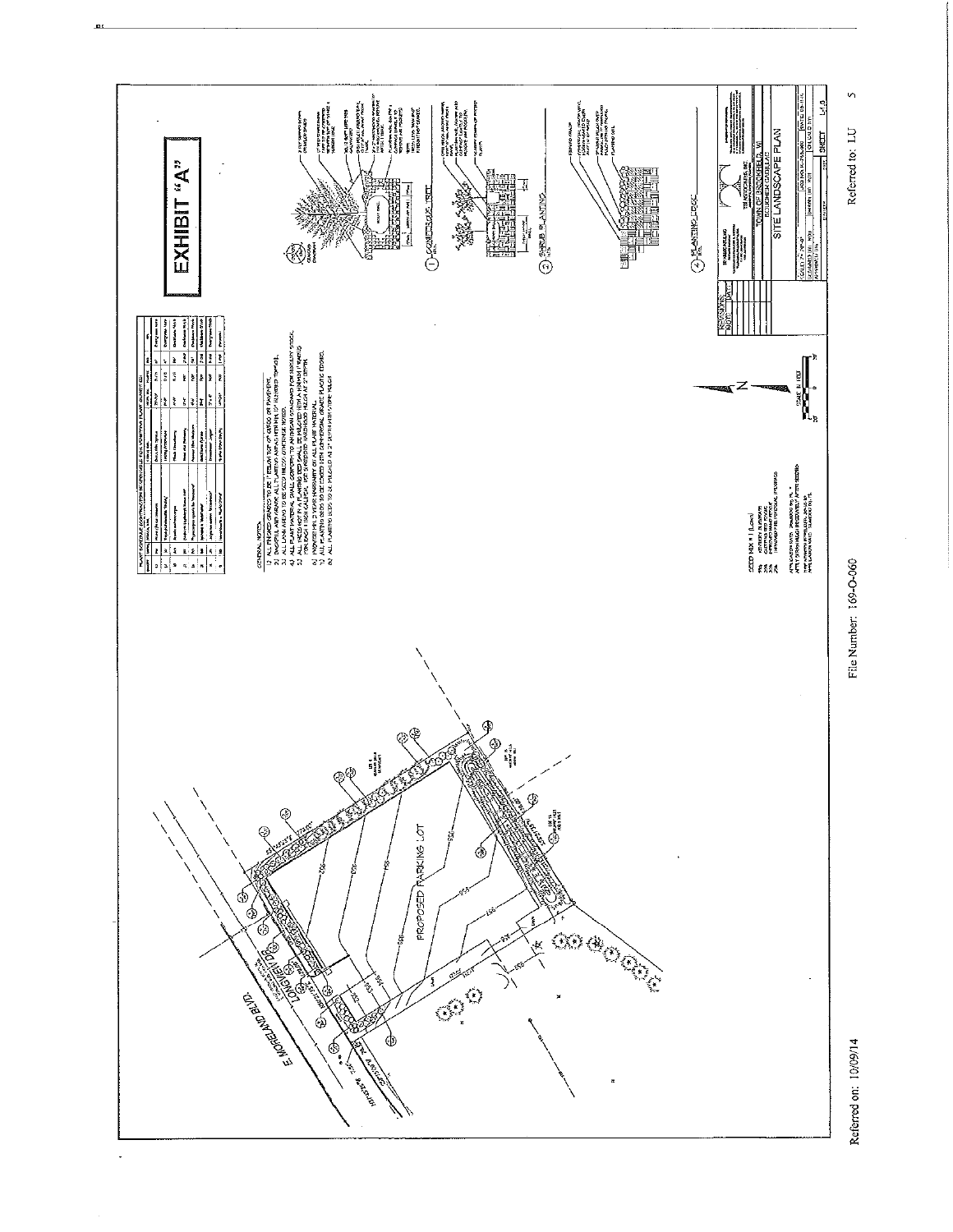# EXHIBIT "A"

SITE LANDSCAPE PLAN

PROPOSED PARKING LOT

E. MORELAND BLVD.

LONGVIEW DR.

GENERAL NOTES

1) ALL FINISHED GRADES TO BE 1" BELOW TOP OF CURBS OR PAVEMENT.
2) TOPSOIL ARE PROVIDE ALL PLANTING AREAS WITH 6" OF SCREENED TOPSOIL.
3) ALL LAWN AREAS TO BE SEED UNLESS OTHERWISE NOTED.
4) ALL PLANT MATERIAL SHALL CONFORM TO AMERICAN STANDARD FOR NURSERY STOCK.
5) ALL PLANTING BEDS SHALL BE MULCHED WITH A SHREDDED HARDWOOD MULCH AT 3" DEPTH.
6) PROVIDE 1 YEAR WARRANTY ON ALL PLANT MATERIAL.
7) ALL PLANTED BEDS TO BE EDGED WITH COMMERCIAL GRADE PLASTIC EDGING.
8) ALL PLANTING BEDS TO BE MULCHED AT 3" DEPTH WITH STONE MULCH.

SEED MIX # 1 (Lawn)

1) DECIDUOUS TREE

2) SHRUB PLANTING

3) PLANTING DETAIL

SCALE IN FEET

File Number: 169-O-060

Referred on: 10/09/14

Referred to: LU 5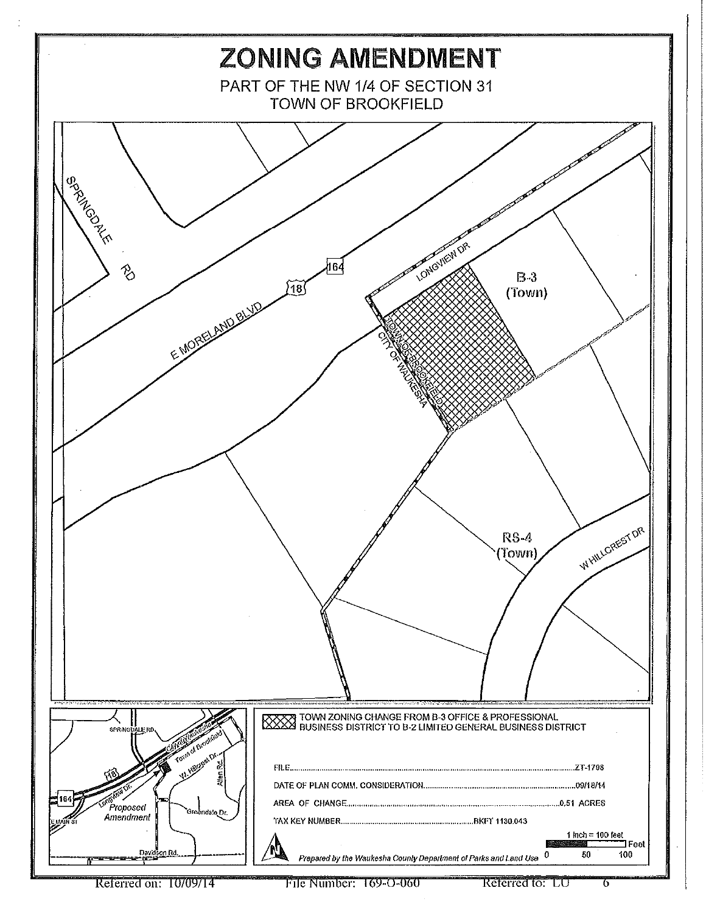# ZONING AMENDMENT

PART OF THE NW 1/4 OF SECTION 31
TOWN OF BROOKFIELD

SPRINGDALE RD

E MORELAND BLVD

18

164

LONGVIEW DR

TOWN OF BROOKFIELD

CITY OF WAUKESHA

B-3 (Town)

RS-4 (Town)

W HILLCREST DR

SPRINGDALE RD

City of Waukesha

Town of Brookfield

W. Hillcrest Dr.

Allen Rd.

Longview Dr.

Proposed Amendment

Greendale Dr.

E MAIN ST

Davidson Rd.

TOWN ZONING CHANGE FROM B-3 OFFICE & PROFESSIONAL BUSINESS DISTRICT TO B-2 LIMITED GENERAL BUSINESS DISTRICT

FILE.......................................................................................................................ZT-1798

DATE OF PLAN COMM. CONSIDERATION..................................................................09/18/14

AREA OF CHANGE.................................................................................................0.51 ACRES

TAX KEY NUMBER......................................................................BKFT 1130.043

1 inch = 100 feet

0 50 100 Feet

*Prepared by the Waukesha County Department of Parks and Land Use*

Referred on: 10/09/14 File Number: 169-O-060 Referred to: LU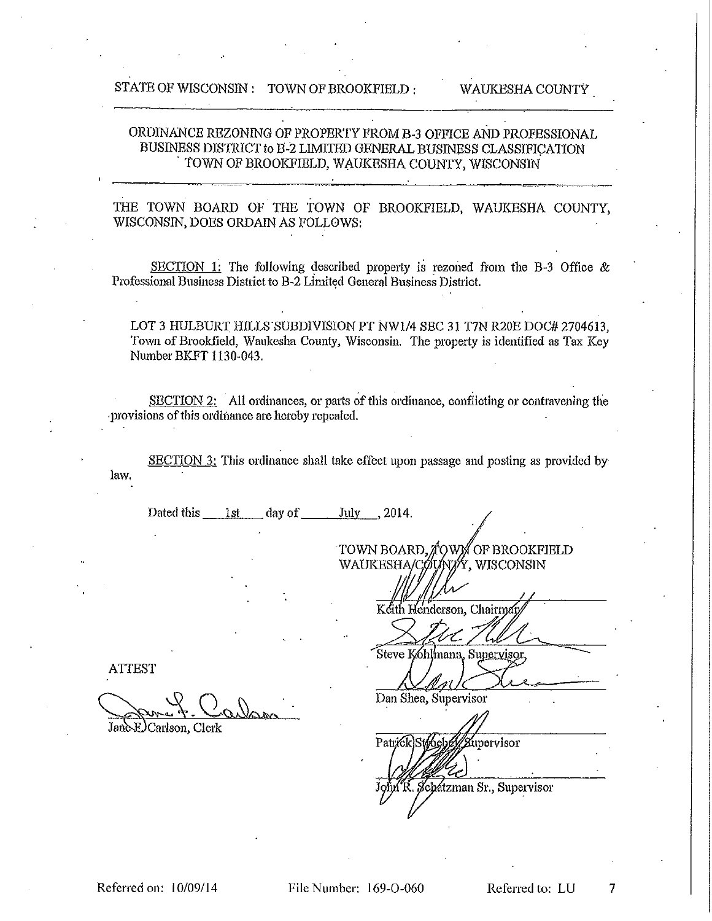STATE OF WISCONSIN : TOWN OF BROOKFIELD : WAUKESHA COUNTY

---

## ORDINANCE REZONING OF PROPERTY FROM B-3 OFFICE AND PROFESSIONAL BUSINESS DISTRICT to B-2 LIMITED GENERAL BUSINESS CLASSIFICATION TOWN OF BROOKFIELD, WAUKESHA COUNTY, WISCONSIN

---

THE TOWN BOARD OF THE TOWN OF BROOKFIELD, WAUKESHA COUNTY, WISCONSIN, DOES ORDAIN AS FOLLOWS:

SECTION 1: The following described property is rezoned from the B-3 Office & Professional Business District to B-2 Limited General Business District.

LOT 3 HULBURT HILLS SUBDIVISION PT NW1/4 SEC 31 T7N R20E DOC# 2704613, Town of Brookfield, Waukesha County, Wisconsin. The property is identified as Tax Key Number BKFT 1130-043.

SECTION 2: All ordinances, or parts of this ordinance, conflicting or contravening the provisions of this ordinance are hereby repealed.

SECTION 3: This ordinance shall take effect upon passage and posting as provided by law.

Dated this 1st day of July, 2014.

TOWN BOARD, TOWN OF BROOKFIELD
WAUKESHA COUNTY, WISCONSIN

Keith Henderson, Chairman

Steve Kohlmann, Supervisor

Dan Shea, Supervisor

Patrick Stroebel, Supervisor

John R. Schatzman Sr., Supervisor

ATTEST

Jane F. Carlson, Clerk

Referred on: 10/09/14 File Number: 169-O-060 Referred to: LU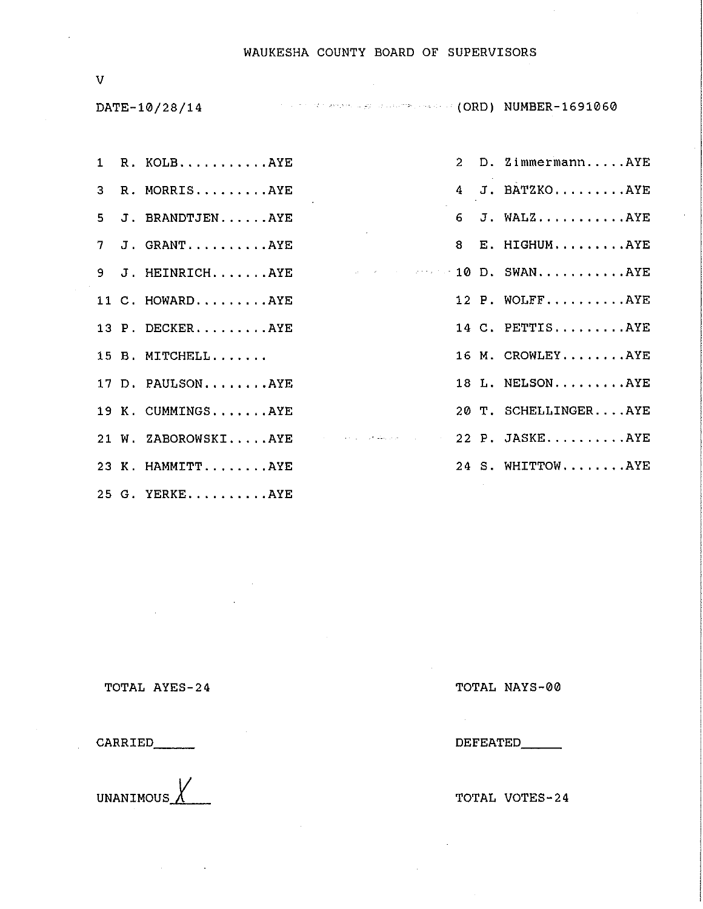# WAUKESHA COUNTY BOARD OF SUPERVISORS

V

DATE-10/28/14 (ORD) NUMBER-1691060

1 R. KOLB..........AYE

2 D. Zimmermann.....AYE

3 R. MORRIS.........AYE

4 J. BATZKO.........AYE

5 J. BRANDTJEN......AYE

6 J. WALZ...........AYE

7 J. GRANT..........AYE

8 E. HIGHUM.........AYE

9 J. HEINRICH.......AYE

10 D. SWAN...........AYE

11 C. HOWARD.........AYE

12 P. WOLFF..........AYE

13 P. DECKER.........AYE

14 C. PETTIS.........AYE

15 B. MITCHELL.......

16 M. CROWLEY........AYE

17 D. PAULSON........AYE

18 L. NELSON.........AYE

19 K. CUMMINGS.......AYE

20 T. SCHELLINGER....AYE

21 W. ZABOROWSKI.....AYE

22 P. JASKE..........AYE

23 K. HAMMITT........AYE

24 S. WHITTOW........AYE

25 G. YERKE..........AYE

TOTAL AYES-24

TOTAL NAYS-00

CARRIED_____

DEFEATED_____

UNANIMOUS X

TOTAL VOTES-24